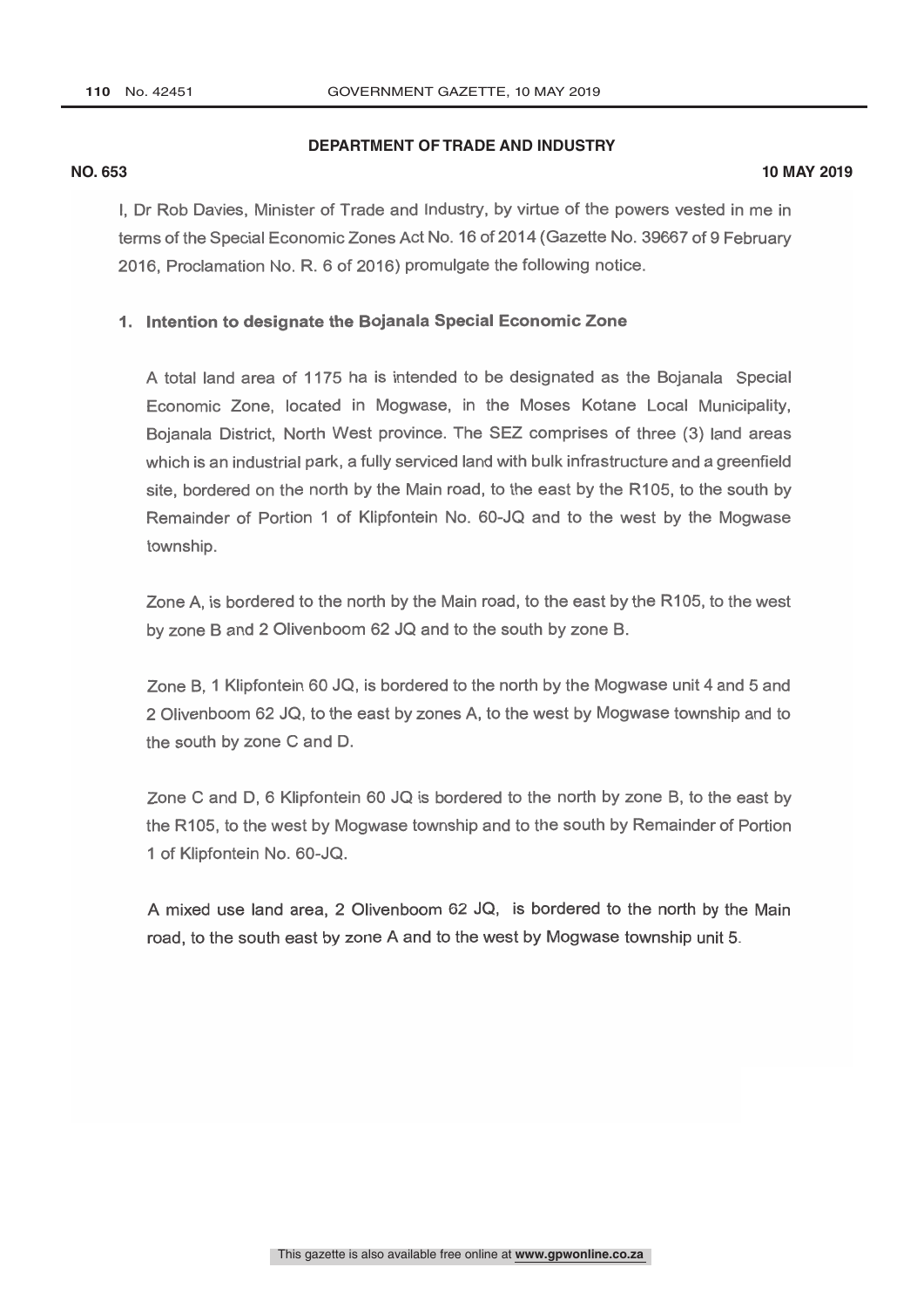**DEPARTMENT OF TRADE AND INDUSTRY**

**NO. 653** **10 MAY 2019**

I, Dr Rob Davies, Minister of Trade and Industry, by virtue of the powers vested in me in terms of the Special Economic Zones Act No. 16 of 2014 (Gazette No. 39667 of 9 February 2016, Proclamation No. R. 6 of 2016) promulgate the following notice.

**1. Intention to designate the Bojanala Special Economic Zone**

A total land area of 1175 ha is intended to be designated as the Bojanala Special Economic Zone, located in Mogwase, in the Moses Kotane Local Municipality, Bojanala District, North West province. The SEZ comprises of three (3) land areas which is an industrial park, a fully serviced land with bulk infrastructure and a greenfield site, bordered on the north by the Main road, to the east by the R105, to the south by Remainder of Portion 1 of Klipfontein No. 60-JQ and to the west by the Mogwase township.

Zone A, is bordered to the north by the Main road, to the east by the R105, to the west by zone B and 2 Olivenboom 62 JQ and to the south by zone B.

Zone B, 1 Klipfontein 60 JQ, is bordered to the north by the Mogwase unit 4 and 5 and 2 Olivenboom 62 JQ, to the east by zones A, to the west by Mogwase township and to the south by zone C and D.

Zone C and D, 6 Klipfontein 60 JQ is bordered to the north by zone B, to the east by the R105, to the west by Mogwase township and to the south by Remainder of Portion 1 of Klipfontein No. 60-JQ.

A mixed use land area, 2 Olivenboom 62 JQ, is bordered to the north by the Main road, to the south east by zone A and to the west by Mogwase township unit 5.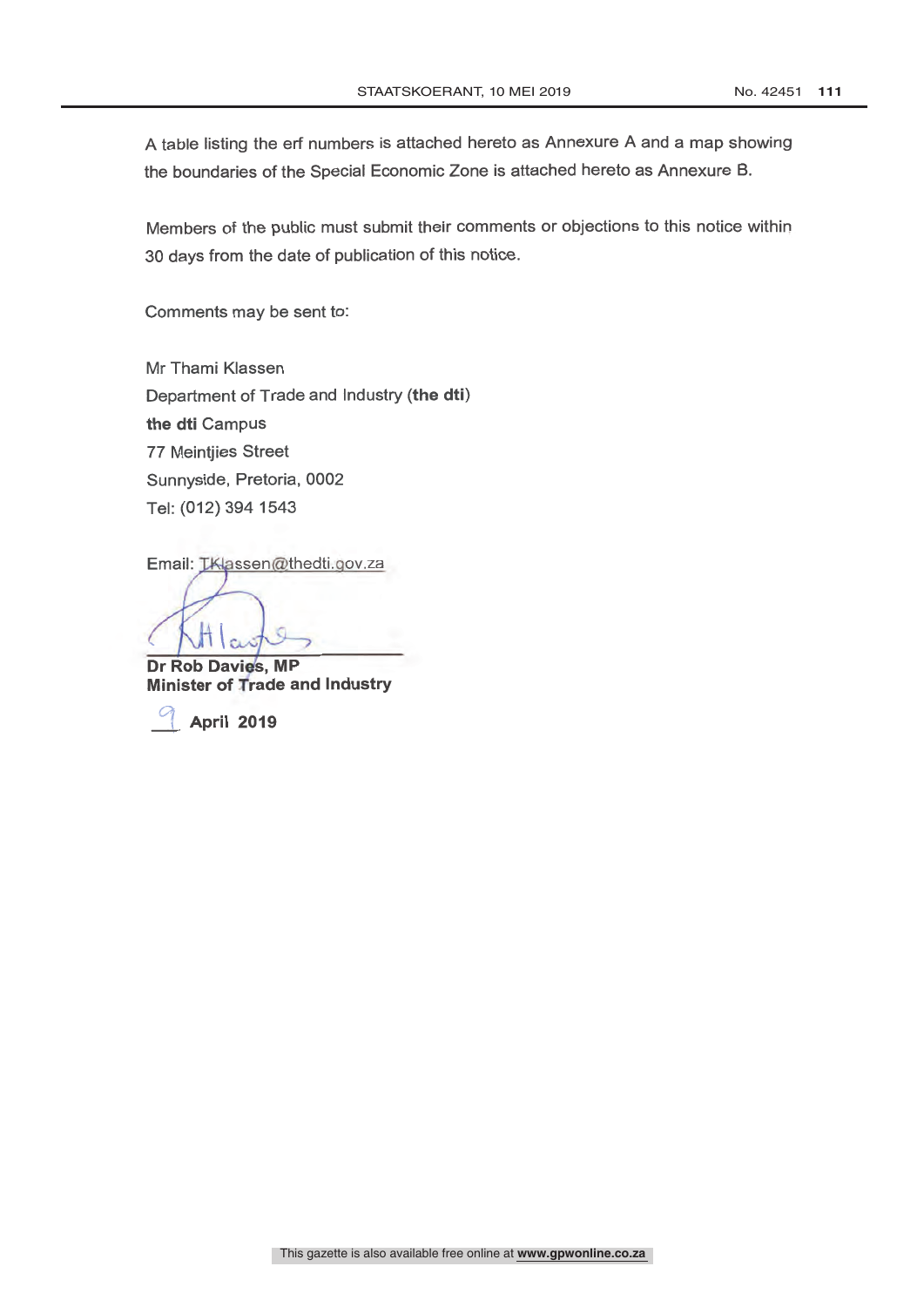A table listing the erf numbers is attached hereto as Annexure A and a map showing the boundaries of the Special Economic Zone is attached hereto as Annexure B.

Members of the public must submit their comments or objections to this notice within 30 days from the date of publication of this notice.

Comments may be sent to:

Mr Thami Klassen
Department of Trade and Industry (**the dti**)
**the dti** Campus
77 Meintjies Street
Sunnyside, Pretoria, 0002
Tel: (012) 394 1543

Email: TKlassen@thedti.gov.za

**Dr Rob Davies, MP**
**Minister of Trade and Industry**

9 **April 2019**

This gazette is also available free online at **www.gpwonline.co.za**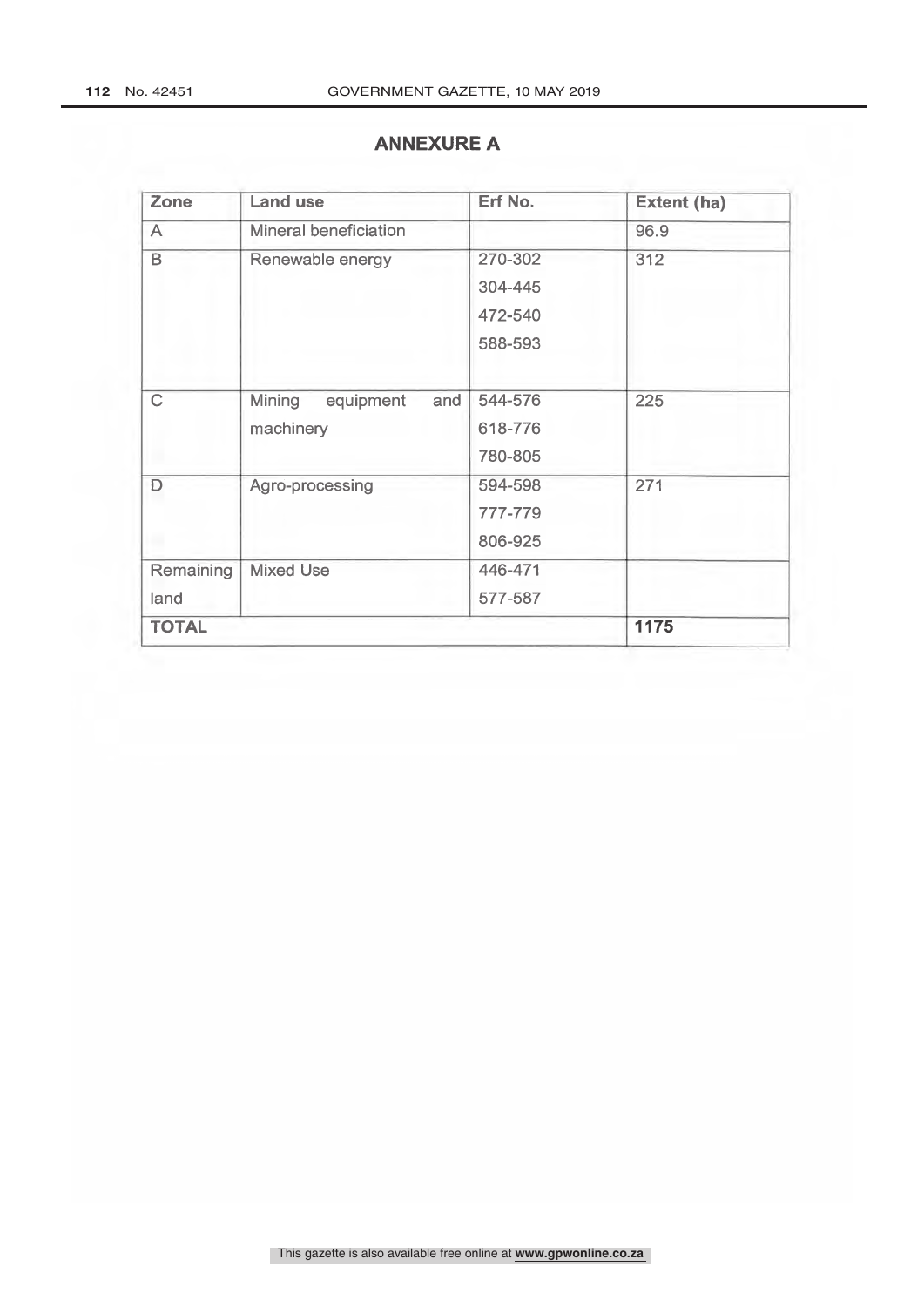## ANNEXURE A

| Zone | Land use | Erf No. | Extent (ha) |
|---|---|---|---|
| A | Mineral beneficiation | | 96.9 |
| B | Renewable energy | 270-302<br>304-445<br>472-540<br>588-593 | 312 |
| C | Mining equipment and machinery | 544-576<br>618-776<br>780-805 | 225 |
| D | Agro-processing | 594-598<br>777-779<br>806-925 | 271 |
| Remaining land | Mixed Use | 446-471<br>577-587 | |
| **TOTAL** | | | **1175** |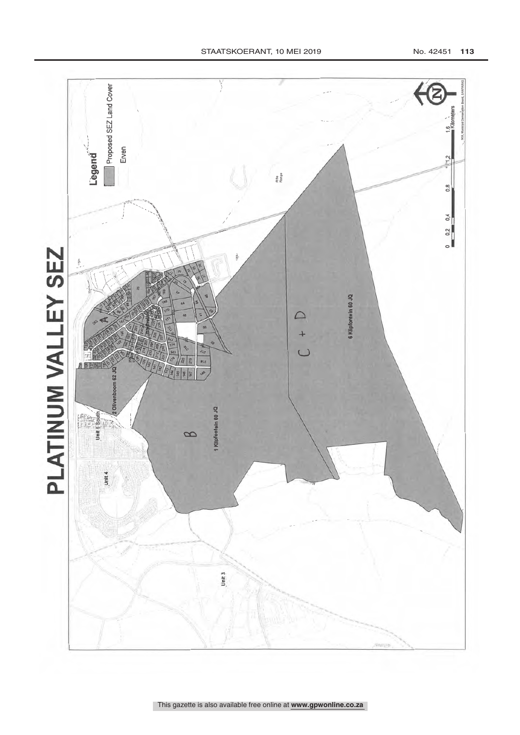# PLATINUM VALLEY SEZ

Legend

Proposed SEZ Land Cover

Erven

A

B

C + D

2 Olivenboom 62 JQ

1 Klipfontein 60 JQ

6 Klipfontein 60 JQ

Unit 6 South

Unit 4

Unit 3

Rifle Range

0 0.2 0.4 0.8 1.2 1.6 Kilometers

N